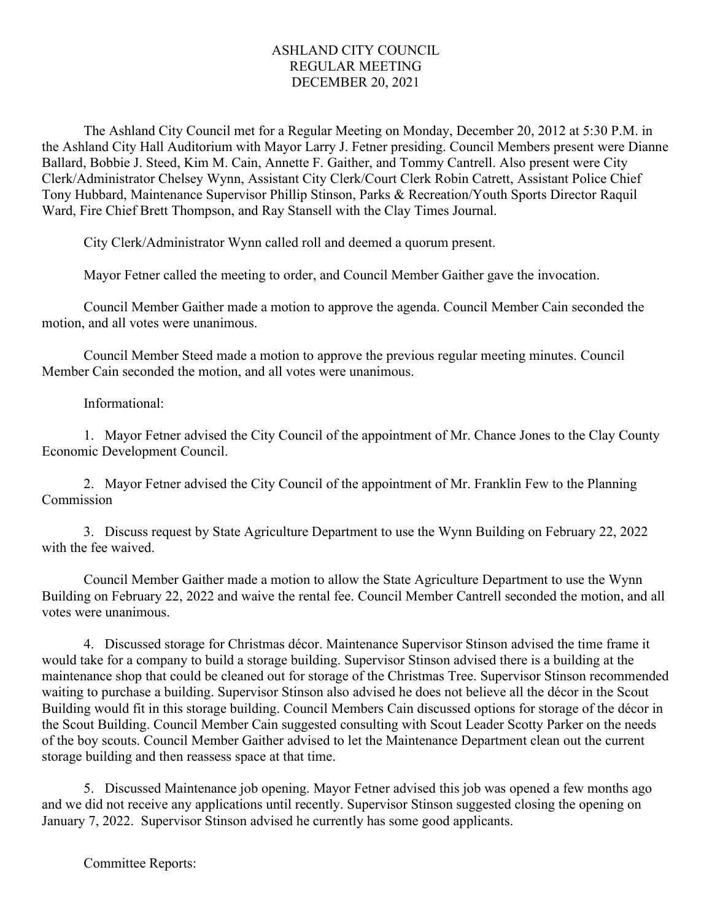# ASHLAND CITY COUNCIL
## REGULAR MEETING
## DECEMBER 20, 2021

The Ashland City Council met for a Regular Meeting on Monday, December 20, 2012 at 5:30 P.M. in the Ashland City Hall Auditorium with Mayor Larry J. Fetner presiding. Council Members present were Dianne Ballard, Bobbie J. Steed, Kim M. Cain, Annette F. Gaither, and Tommy Cantrell. Also present were City Clerk/Administrator Chelsey Wynn, Assistant City Clerk/Court Clerk Robin Catrett, Assistant Police Chief Tony Hubbard, Maintenance Supervisor Phillip Stinson, Parks & Recreation/Youth Sports Director Raquil Ward, Fire Chief Brett Thompson, and Ray Stansell with the Clay Times Journal.

City Clerk/Administrator Wynn called roll and deemed a quorum present.

Mayor Fetner called the meeting to order, and Council Member Gaither gave the invocation.

Council Member Gaither made a motion to approve the agenda. Council Member Cain seconded the motion, and all votes were unanimous.

Council Member Steed made a motion to approve the previous regular meeting minutes. Council Member Cain seconded the motion, and all votes were unanimous.

Informational:

1. Mayor Fetner advised the City Council of the appointment of Mr. Chance Jones to the Clay County Economic Development Council.

2. Mayor Fetner advised the City Council of the appointment of Mr. Franklin Few to the Planning Commission

3. Discuss request by State Agriculture Department to use the Wynn Building on February 22, 2022 with the fee waived.

Council Member Gaither made a motion to allow the State Agriculture Department to use the Wynn Building on February 22, 2022 and waive the rental fee. Council Member Cantrell seconded the motion, and all votes were unanimous.

4. Discussed storage for Christmas décor. Maintenance Supervisor Stinson advised the time frame it would take for a company to build a storage building. Supervisor Stinson advised there is a building at the maintenance shop that could be cleaned out for storage of the Christmas Tree. Supervisor Stinson recommended waiting to purchase a building. Supervisor Stinson also advised he does not believe all the décor in the Scout Building would fit in this storage building. Council Members Cain discussed options for storage of the décor in the Scout Building. Council Member Cain suggested consulting with Scout Leader Scotty Parker on the needs of the boy scouts. Council Member Gaither advised to let the Maintenance Department clean out the current storage building and then reassess space at that time.

5. Discussed Maintenance job opening. Mayor Fetner advised this job was opened a few months ago and we did not receive any applications until recently. Supervisor Stinson suggested closing the opening on January 7, 2022. Supervisor Stinson advised he currently has some good applicants.

Committee Reports: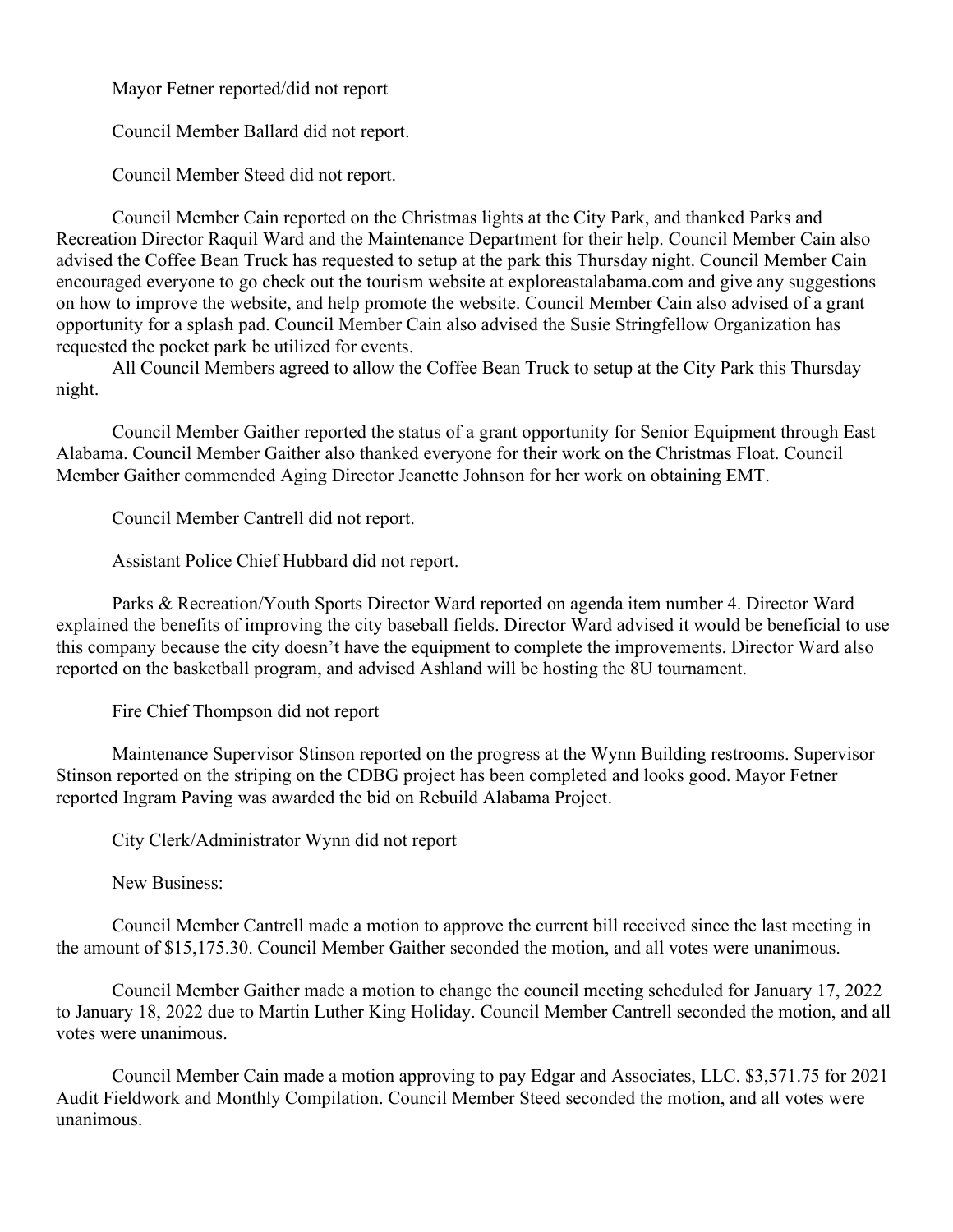Mayor Fetner reported/did not report

Council Member Ballard did not report.

Council Member Steed did not report.

Council Member Cain reported on the Christmas lights at the City Park, and thanked Parks and Recreation Director Raquil Ward and the Maintenance Department for their help. Council Member Cain also advised the Coffee Bean Truck has requested to setup at the park this Thursday night. Council Member Cain encouraged everyone to go check out the tourism website at exploreastalabama.com and give any suggestions on how to improve the website, and help promote the website. Council Member Cain also advised of a grant opportunity for a splash pad. Council Member Cain also advised the Susie Stringfellow Organization has requested the pocket park be utilized for events.

All Council Members agreed to allow the Coffee Bean Truck to setup at the City Park this Thursday night.

Council Member Gaither reported the status of a grant opportunity for Senior Equipment through East Alabama. Council Member Gaither also thanked everyone for their work on the Christmas Float. Council Member Gaither commended Aging Director Jeanette Johnson for her work on obtaining EMT.

Council Member Cantrell did not report.

Assistant Police Chief Hubbard did not report.

Parks & Recreation/Youth Sports Director Ward reported on agenda item number 4. Director Ward explained the benefits of improving the city baseball fields. Director Ward advised it would be beneficial to use this company because the city doesn't have the equipment to complete the improvements. Director Ward also reported on the basketball program, and advised Ashland will be hosting the 8U tournament.

Fire Chief Thompson did not report

Maintenance Supervisor Stinson reported on the progress at the Wynn Building restrooms. Supervisor Stinson reported on the striping on the CDBG project has been completed and looks good. Mayor Fetner reported Ingram Paving was awarded the bid on Rebuild Alabama Project.

City Clerk/Administrator Wynn did not report

New Business:

Council Member Cantrell made a motion to approve the current bill received since the last meeting in the amount of $15,175.30. Council Member Gaither seconded the motion, and all votes were unanimous.

Council Member Gaither made a motion to change the council meeting scheduled for January 17, 2022 to January 18, 2022 due to Martin Luther King Holiday. Council Member Cantrell seconded the motion, and all votes were unanimous.

Council Member Cain made a motion approving to pay Edgar and Associates, LLC. $3,571.75 for 2021 Audit Fieldwork and Monthly Compilation. Council Member Steed seconded the motion, and all votes were unanimous.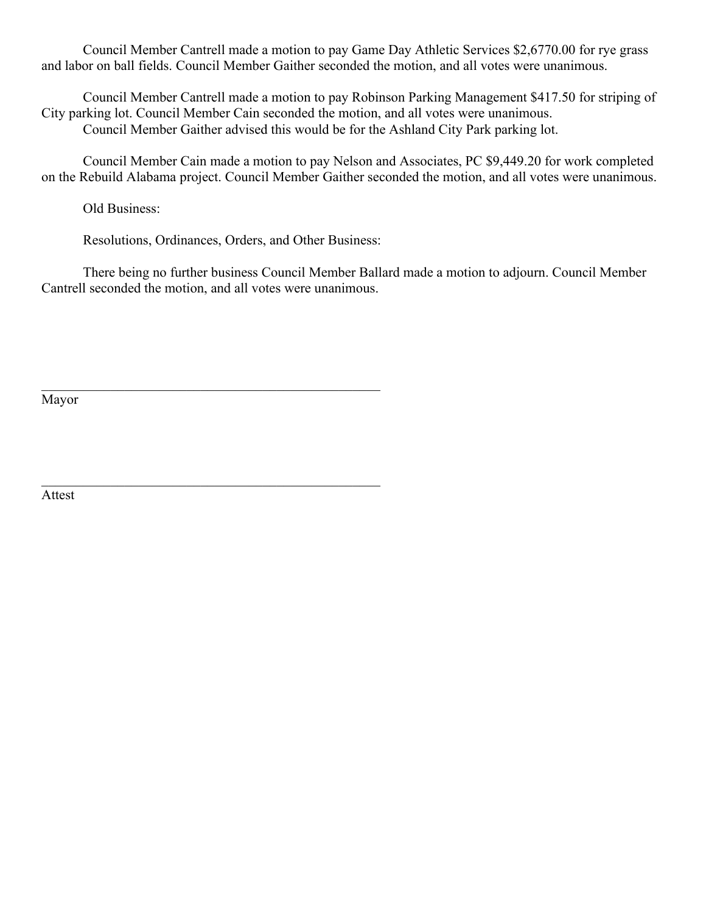Council Member Cantrell made a motion to pay Game Day Athletic Services $2,6770.00 for rye grass and labor on ball fields. Council Member Gaither seconded the motion, and all votes were unanimous.

Council Member Cantrell made a motion to pay Robinson Parking Management $417.50 for striping of City parking lot. Council Member Cain seconded the motion, and all votes were unanimous.
Council Member Gaither advised this would be for the Ashland City Park parking lot.

Council Member Cain made a motion to pay Nelson and Associates, PC $9,449.20 for work completed on the Rebuild Alabama project. Council Member Gaither seconded the motion, and all votes were unanimous.

Old Business:

Resolutions, Ordinances, Orders, and Other Business:

There being no further business Council Member Ballard made a motion to adjourn. Council Member Cantrell seconded the motion, and all votes were unanimous.

\_\_\_\_\_\_\_\_\_\_\_\_\_\_\_\_\_\_\_\_\_\_\_\_\_\_\_\_\_\_\_\_\_\_\_\_\_\_\_\_\_\_\_\_\_\_\_\_
Mayor

\_\_\_\_\_\_\_\_\_\_\_\_\_\_\_\_\_\_\_\_\_\_\_\_\_\_\_\_\_\_\_\_\_\_\_\_\_\_\_\_\_\_\_\_\_\_\_\_
Attest